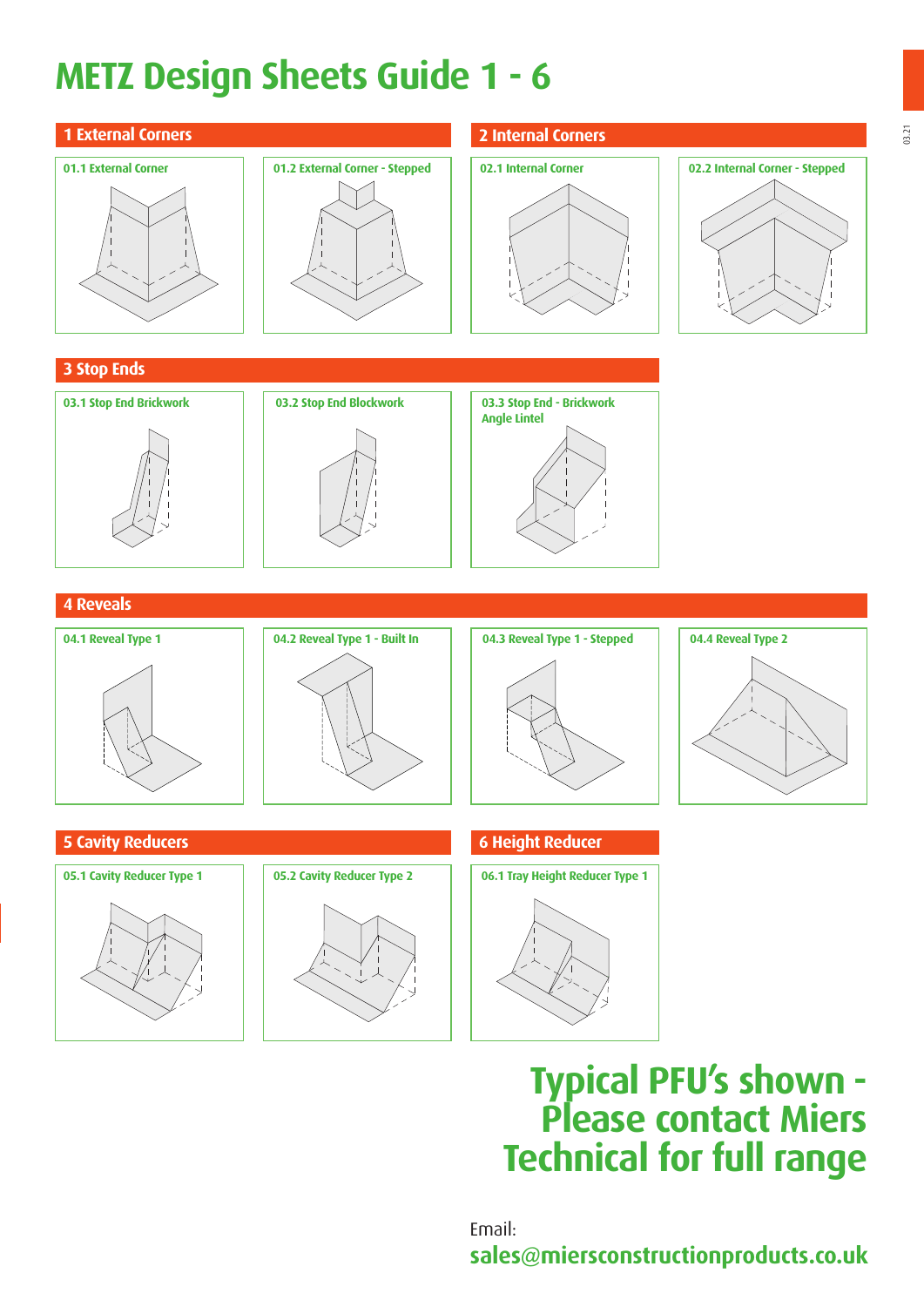# METZ Design Sheets Guide 1 - 6

## 1 External Corners

01.1 External Corner

01.2 External Corner - Stepped

## 2 Internal Corners

02.1 Internal Corner

02.2 Internal Corner - Stepped

## 3 Stop Ends

03.1 Stop End Brickwork

03.2 Stop End Blockwork

03.3 Stop End - Brickwork Angle Lintel

## 4 Reveals

04.1 Reveal Type 1

04.2 Reveal Type 1 - Built In

04.3 Reveal Type 1 - Stepped

04.4 Reveal Type 2

## 5 Cavity Reducers

05.1 Cavity Reducer Type 1

05.2 Cavity Reducer Type 2

## 6 Height Reducer

06.1 Tray Height Reducer Type 1

**Typical PFU's shown - Please contact Miers Technical for full range**

Email:
**sales@miersconstructionproducts.co.uk**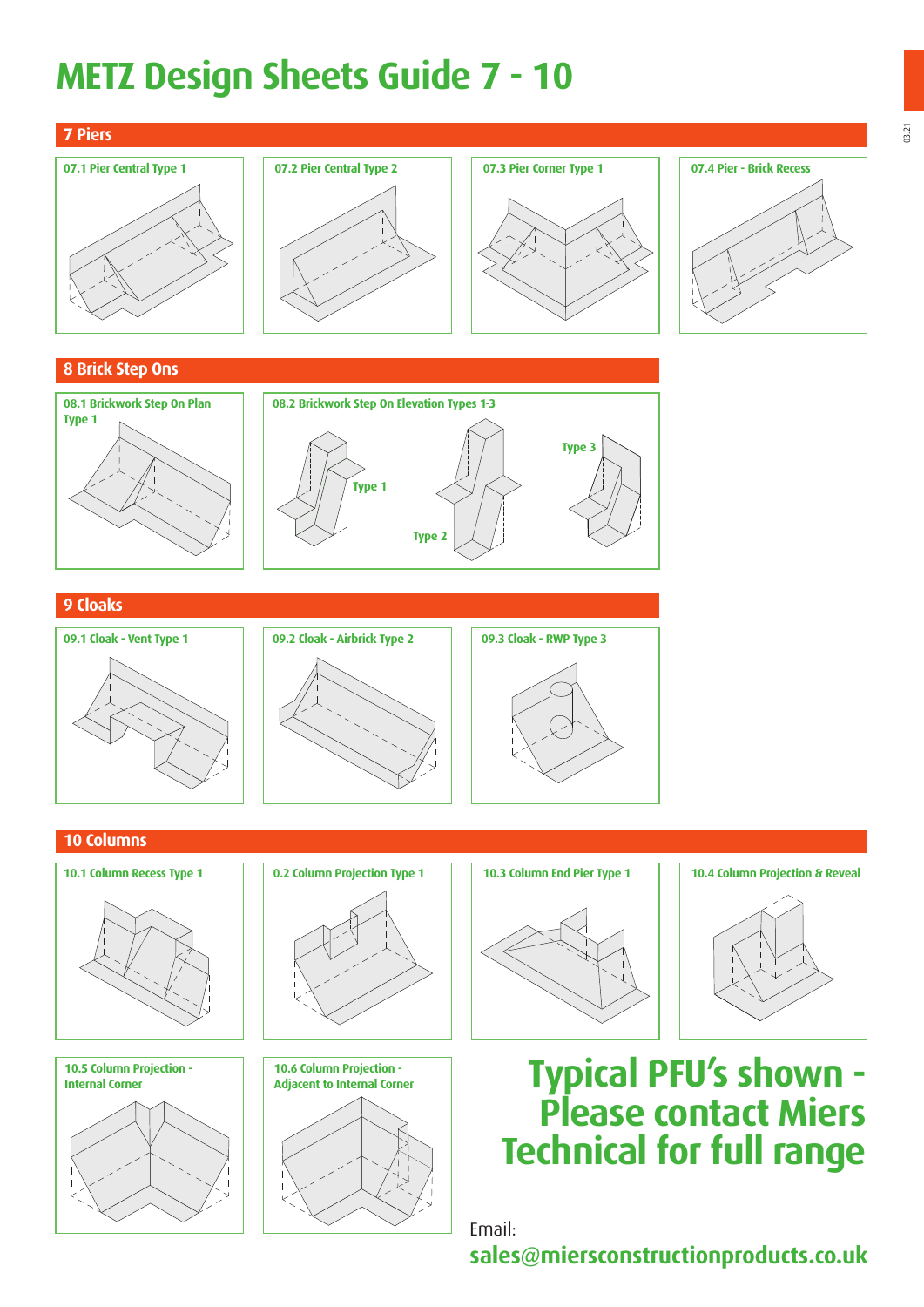# METZ Design Sheets Guide 7 - 10

## 7 Piers

07.1 Pier Central Type 1

07.2 Pier Central Type 2

07.3 Pier Corner Type 1

07.4 Pier - Brick Recess

## 8 Brick Step Ons

08.1 Brickwork Step On Plan Type 1

08.2 Brickwork Step On Elevation Types 1-3

Type 1

Type 2

Type 3

## 9 Cloaks

09.1 Cloak - Vent Type 1

09.2 Cloak - Airbrick Type 2

09.3 Cloak - RWP Type 3

## 10 Columns

10.1 Column Recess Type 1

0.2 Column Projection Type 1

10.3 Column End Pier Type 1

10.4 Column Projection & Reveal

10.5 Column Projection - Internal Corner

10.6 Column Projection - Adjacent to Internal Corner

**Typical PFU's shown - Please contact Miers Technical for full range**

Email:
**sales@miersconstructionproducts.co.uk**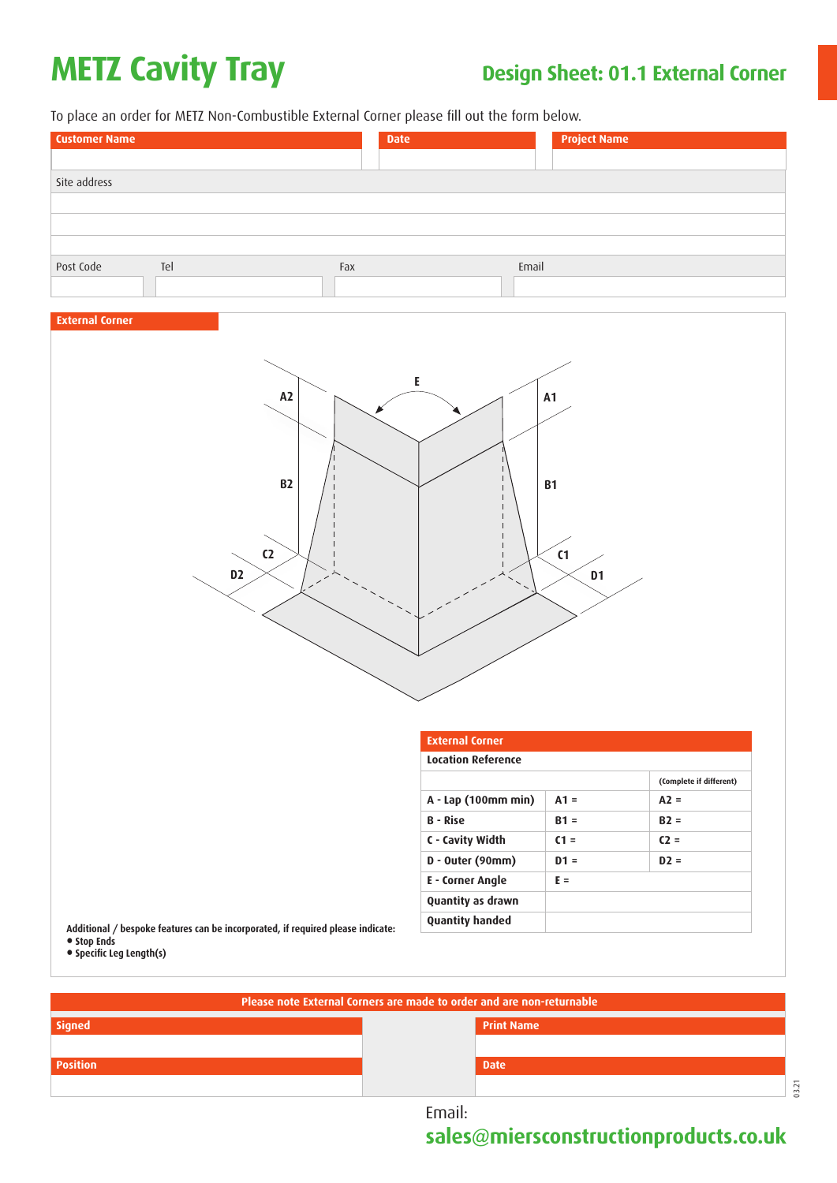# METZ Cavity Tray

## Design Sheet: 01.1 External Corner

To place an order for METZ Non-Combustible External Corner please fill out the form below.

| Customer Name | Date | Project Name |
|---|---|---|
| | | |

| Site address | | | |
|---|---|---|---|
| | | | |
| | | | |
| | | | |
| Post Code | Tel | Fax | Email |
| | | | |

### External Corner

E

A2 A1

B2 B1

C2 C1

D2 D1

| External Corner | | |
|---|---|---|
| Location Reference | | |
| | | (Complete if different) |
| A - Lap (100mm min) | A1 = | A2 = |
| B - Rise | B1 = | B2 = |
| C - Cavity Width | C1 = | C2 = |
| D - Outer (90mm) | D1 = | D2 = |
| E - Corner Angle | E = | |
| Quantity as drawn | | |
| Quantity handed | | |

Additional / bespoke features can be incorporated, if required please indicate:

- Stop Ends
- Specific Leg Length(s)

**Please note External Corners are made to order and are non-returnable**

| Signed | | Print Name |
|---|---|---|
| | | |
| Position | | Date |
| | | |

Email:
**sales@miersconstructionproducts.co.uk**

03.21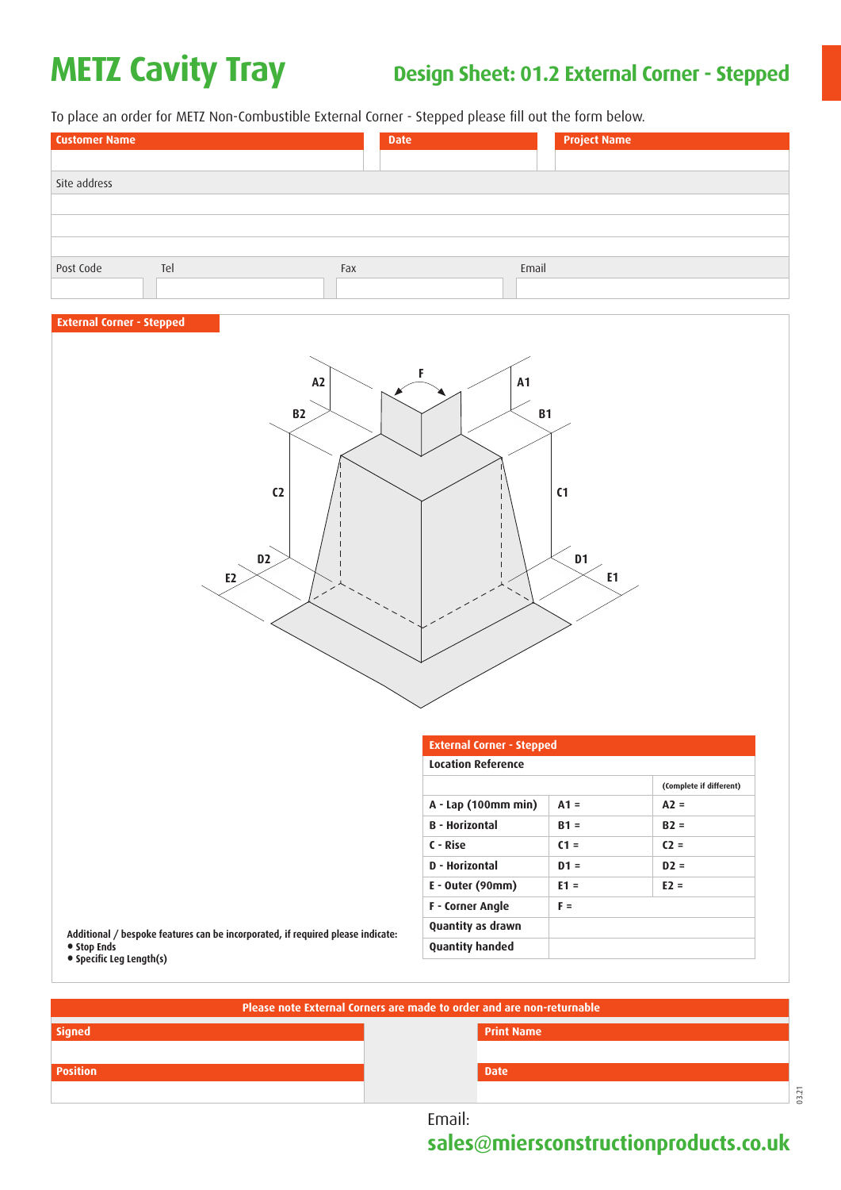# METZ Cavity Tray

## Design Sheet: 01.2 External Corner - Stepped

To place an order for METZ Non-Combustible External Corner - Stepped please fill out the form below.

| Customer Name | Date | Project Name |
|---|---|---|
| | | |

Site address

| Post Code | Tel | Fax | Email |
|---|---|---|---|
| | | | |

### External Corner - Stepped

A2 F A1

B2 B1

C2 C1

D2 D1

E2 E1

| External Corner - Stepped | | |
|---|---|---|
| **Location Reference** | | |
| | | (Complete if different) |
| A - Lap (100mm min) | A1 = | A2 = |
| B - Horizontal | B1 = | B2 = |
| C - Rise | C1 = | C2 = |
| D - Horizontal | D1 = | D2 = |
| E - Outer (90mm) | E1 = | E2 = |
| F - Corner Angle | F = | |
| Quantity as drawn | | |
| Quantity handed | | |

**Additional / bespoke features can be incorporated, if required please indicate:**

- Stop Ends
- Specific Leg Length(s)

**Please note External Corners are made to order and are non-returnable**

| Signed | Print Name |
|---|---|
| | |
| **Position** | **Date** |
| | |

Email:
**sales@m廣ersconstructionproducts.co.uk**

# METZ Cavity Tray

## Design Sheet: 01.2 External Corner - Stepped

To place an order for METZ Non-Combustible External Corner - Stepped please fill out the form below.

| Customer Name | Date | Project Name |
|---|---|---|
| | | |

Site address

| Post Code | Tel | Fax | Email |
|---|---|---|---|
| | | | |

### External Corner - Stepped

A2 F A1

B2 B1

C2 C1

D2 D1

E2 E1

| External Corner - Stepped | | |
|---|---|---|
| **Location Reference** | | |
| | | (Complete if different) |
| A - Lap (100mm min) | A1 = | A2 = |
| B - Horizontal | B1 = | B2 = |
| C - Rise | C1 = | C2 = |
| D - Horizontal | D1 = | D2 = |
| E - Outer (90mm) | E1 = | E2 = |
| F - Corner Angle | F = | |
| Quantity as drawn | | |
| Quantity handed | | |

**Additional / bespoke features can be incorporated, if required please indicate:**

- Stop Ends
- Specific Leg Length(s)

**Please note External Corners are made to order and are non-returnable**

| Signed | Print Name |
|---|---|
| | |
| **Position** | **Date** |
| | |

Email:
**sales@miersconstructionproducts.co.uk**

0321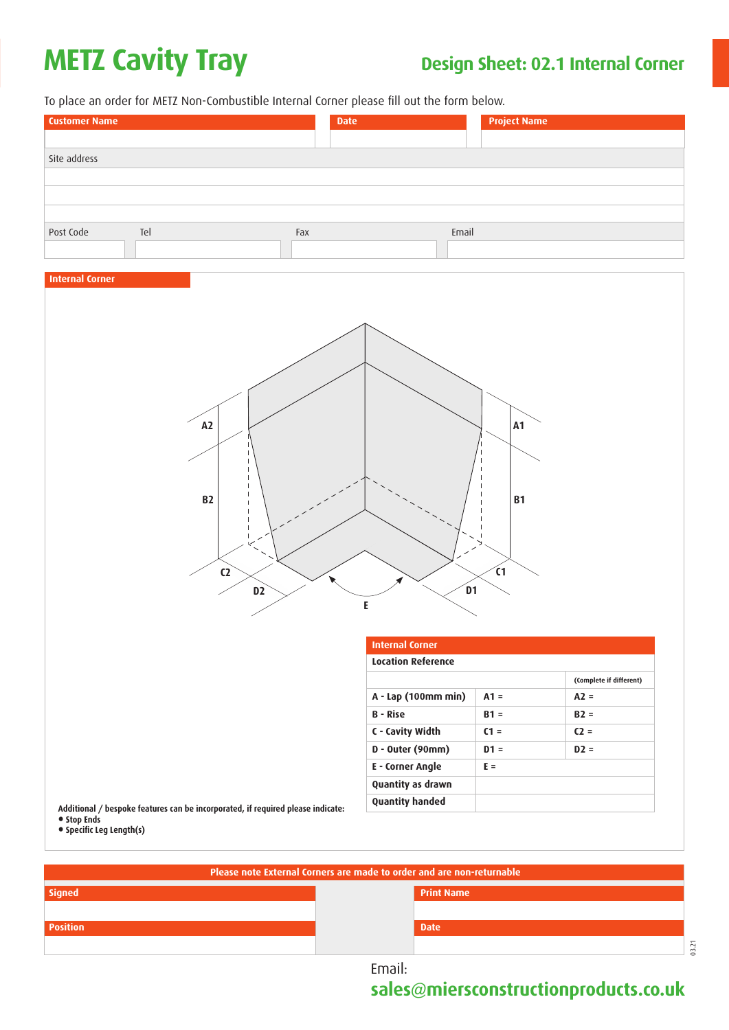# METZ Cavity Tray

## Design Sheet: 02.1 Internal Corner

To place an order for METZ Non-Combustible Internal Corner please fill out the form below.

| Customer Name | Date | Project Name |
|---|---|---|
| | | |

| Site address |
|---|
| |
| |
| |

| Post Code | Tel | Fax | Email |
|---|---|---|---|
| | | | |

### Internal Corner

A2 A1 B2 B1 C2 C1 D2 D1 E

| Internal Corner | | |
|---|---|---|
| **Location Reference** | | |
| | | (Complete if different) |
| **A - Lap (100mm min)** | A1 = | A2 = |
| **B - Rise** | B1 = | B2 = |
| **C - Cavity Width** | C1 = | C2 = |
| **D - Outer (90mm)** | D1 = | D2 = |
| **E - Corner Angle** | E = | |
| **Quantity as drawn** | | |
| **Quantity handed** | | |

**Additional / bespoke features can be incorporated, if required please indicate:**

- **Stop Ends**
- **Specific Leg Length(s)**

**Please note External Corners are made to order and are non-returnable**

| Signed | Print Name |
|---|---|
| | |
| **Position** | **Date** |
| | |

03.21

Email:
**sales@miersconstructionproducts.co.uk**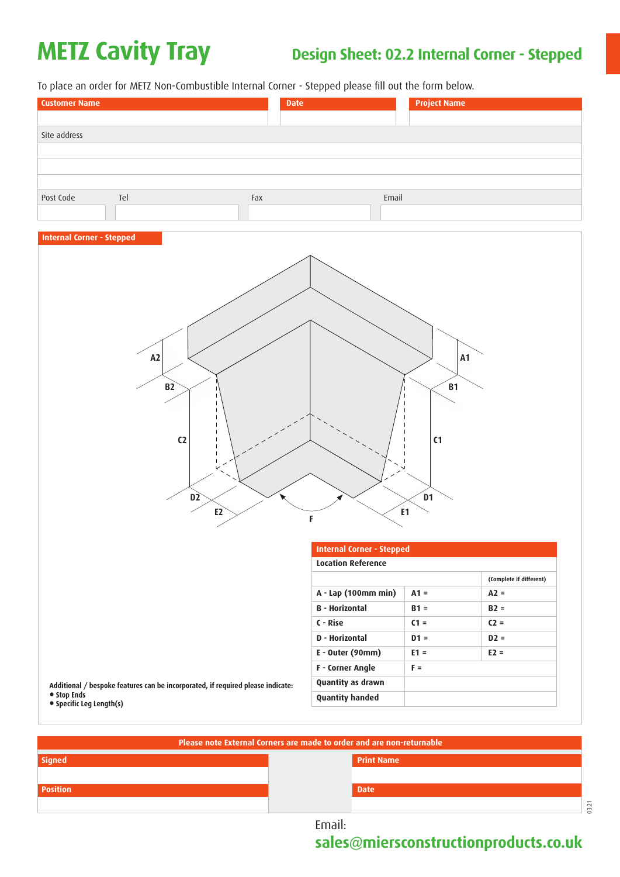# METZ Cavity Tray

## Design Sheet: 02.2 Internal Corner - Stepped

To place an order for METZ Non-Combustible Internal Corner - Stepped please fill out the form below.

| Customer Name | Date | Project Name |
|---|---|---|
| | | |

Site address

| Post Code | Tel | Fax | Email |
|---|---|---|---|
| | | | |

**Internal Corner - Stepped**

A2 B2 C2 D2 E2 F E1 D1 C1 B1 A1

| Internal Corner - Stepped | | |
|---|---|---|
| **Location Reference** | | |
| | | (Complete if different) |
| **A - Lap (100mm min)** | A1 = | A2 = |
| **B - Horizontal** | B1 = | B2 = |
| **C - Rise** | C1 = | C2 = |
| **D - Horizontal** | D1 = | D2 = |
| **E - Outer (90mm)** | E1 = | E2 = |
| **F - Corner Angle** | F = | |
| **Quantity as drawn** | | |
| **Quantity handed** | | |

**Additional / bespoke features can be incorporated, if required please indicate:**

- **Stop Ends**
- **Specific Leg Length(s)**

**Please note External Corners are made to order and are non-returnable**

| Signed | Print Name |
|---|---|
| | |
| **Position** | **Date** |
| | |

Email:
**sales@miersconstructionproducts.co.uk**

03.21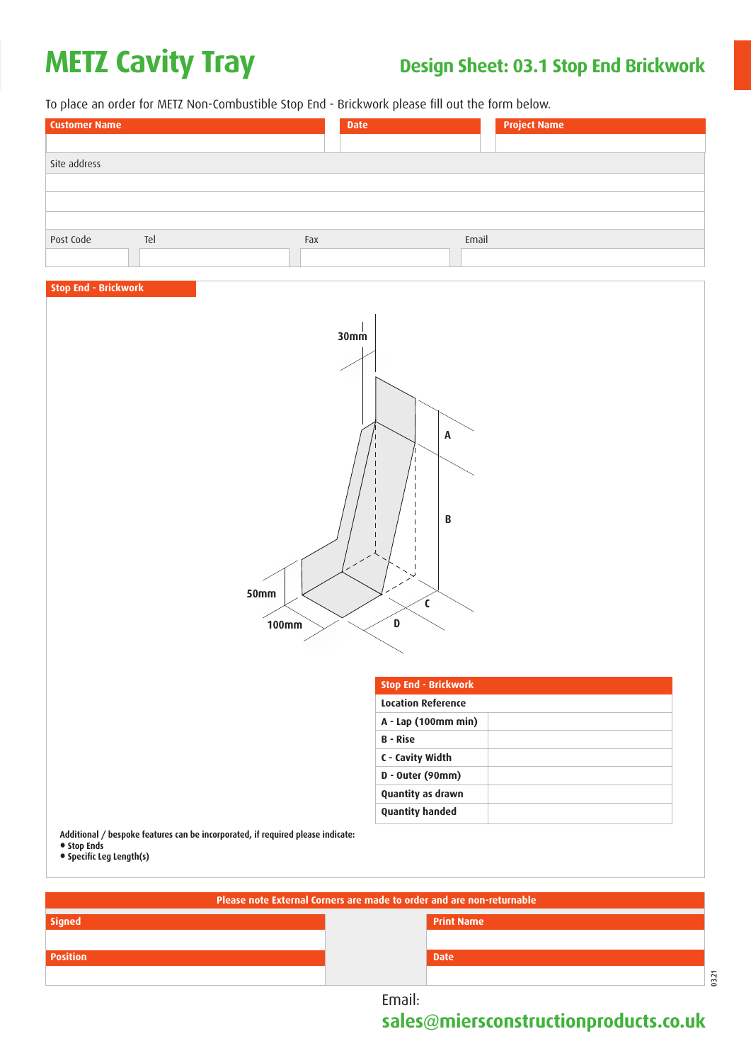# METZ Cavity Tray

## Design Sheet: 03.1 Stop End Brickwork

To place an order for METZ Non-Combustible Stop End - Brickwork please fill out the form below.

| Customer Name | Date | Project Name |
|---|---|---|
| | | |

| Site address |
|---|
| |
| |
| |

| Post Code | Tel | Fax | Email |
|---|---|---|---|
| | | | |

**Stop End - Brickwork**

30mm

A

B

C

D

50mm

100mm

| Stop End - Brickwork | |
|---|---|
| **Location Reference** | |
| **A - Lap (100mm min)** | |
| **B - Rise** | |
| **C - Cavity Width** | |
| **D - Outer (90mm)** | |
| **Quantity as drawn** | |
| **Quantity handed** | |

**Additional / bespoke features can be incorporated, if required please indicate:**

- **Stop Ends**
- **Specific Leg Length(s)**

**Please note External Corners are made to order and are non-returnable**

| Signed | Print Name |
|---|---|
| | |
| **Position** | **Date** |
| | |

0321

Email:

**sales@miersconstructionproducts.co.uk**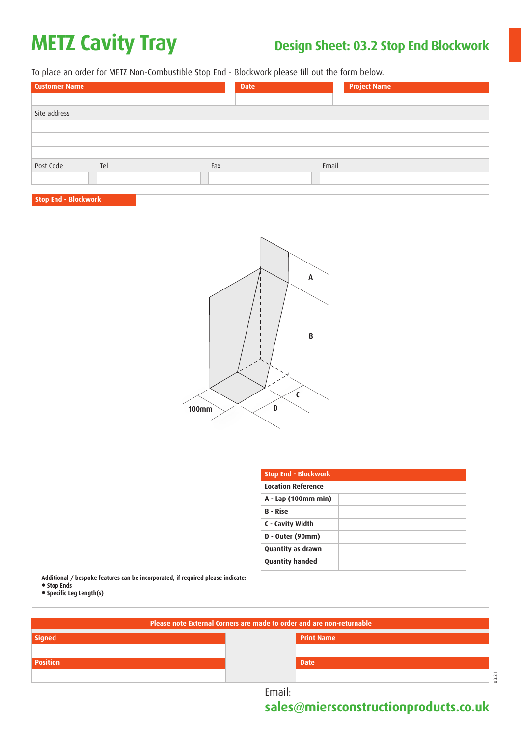# METZ Cavity Tray

## Design Sheet: 03.2 Stop End Blockwork

To place an order for METZ Non-Combustible Stop End - Blockwork please fill out the form below.

| Customer Name | Date | Project Name |
|---|---|---|
| | | |

| Site address | | | |
|---|---|---|---|
| | | | |
| | | | |
| | | | |
| Post Code | Tel | Fax | Email |
| | | | |

**Stop End - Blockwork**

A

B

C

D

100mm

| Stop End - Blockwork | |
|---|---|
| **Location Reference** | |
| **A - Lap (100mm min)** | |
| **B - Rise** | |
| **C - Cavity Width** | |
| **D - Outer (90mm)** | |
| **Quantity as drawn** | |
| **Quantity handed** | |

**Additional / bespoke features can be incorporated, if required please indicate:**

- **Stop Ends**
- **Specific Leg Length(s)**

**Please note External Corners are made to order and are non-returnable**

| Signed | Print Name |
|---|---|
| | |
| **Position** | **Date** |
| | |

Email:
**sales@miersconstructionproducts.co.uk**

03.21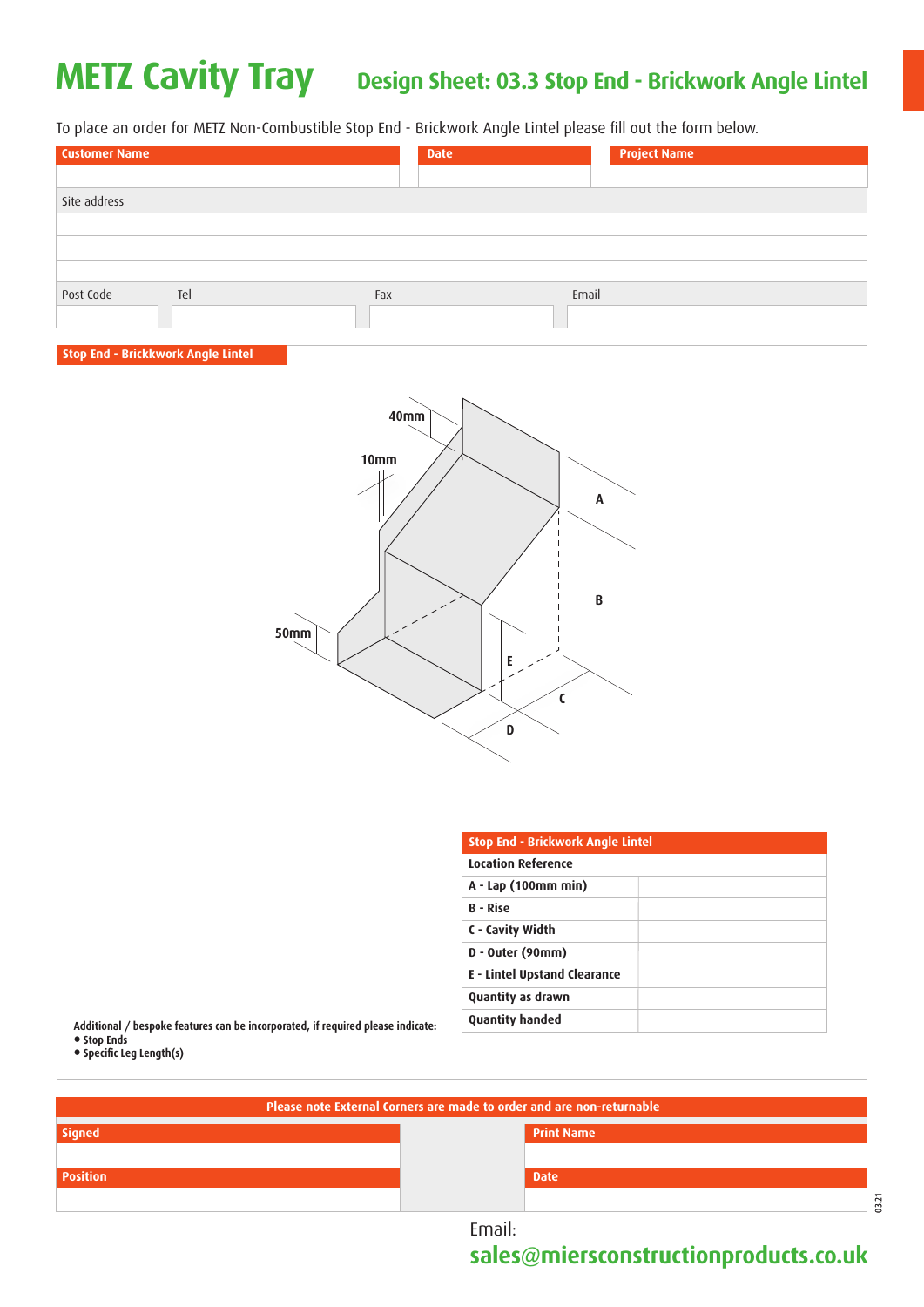# METZ Cavity Tray

## Design Sheet: 03.3 Stop End - Brickwork Angle Lintel

To place an order for METZ Non-Combustible Stop End - Brickwork Angle Lintel please fill out the form below.

| Customer Name | Date | Project Name |
|---|---|---|
| | | |

| Site address | | | |
|---|---|---|---|
| | | | |
| | | | |
| | | | |
| Post Code | Tel | Fax | Email |
| | | | |

**Stop End - Brickkwork Angle Lintel**

40mm

10mm

50mm

A

B

C

D

E

| Stop End - Brickwork Angle Lintel | |
|---|---|
| Location Reference | |
| A - Lap (100mm min) | |
| B - Rise | |
| C - Cavity Width | |
| D - Outer (90mm) | |
| E - Lintel Upstand Clearance | |
| Quantity as drawn | |
| Quantity handed | |

Additional / bespoke features can be incorporated, if required please indicate:
- Stop Ends
- Specific Leg Length(s)

**Please note External Corners are made to order and are non-returnable**

| Signed | Print Name |
|---|---|
| | |
| **Position** | **Date** |
| | |

03.21

Email:
**sales@miersconstructionproducts.co.uk**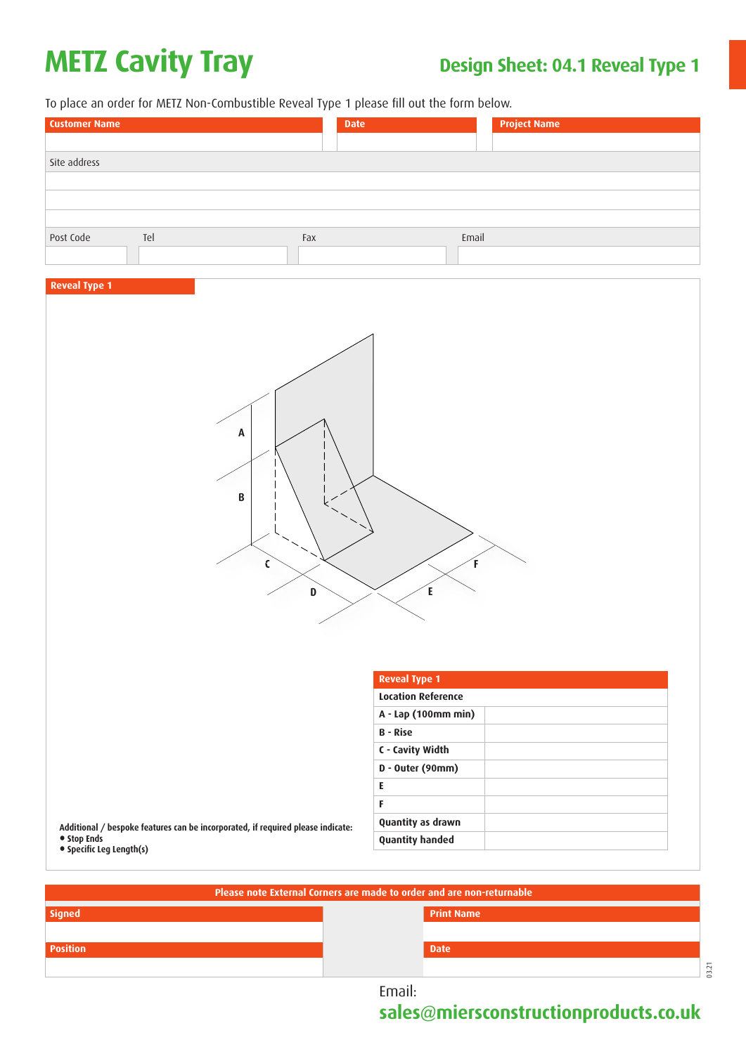# METZ Cavity Tray

## Design Sheet: 04.1 Reveal Type 1

To place an order for METZ Non-Combustible Reveal Type 1 please fill out the form below.

| Customer Name | Date | Project Name |
|---|---|---|
| | | |

| Site address | | | |
|---|---|---|---|
| | | | |
| | | | |
| | | | |
| Post Code | Tel | Fax | Email |
| | | | |

**Reveal Type 1**

A

B

C

D

E

F

| Reveal Type 1 | |
|---|---|
| Location Reference | |
| A - Lap (100mm min) | |
| B - Rise | |
| C - Cavity Width | |
| D - Outer (90mm) | |
| E | |
| F | |
| Quantity as drawn | |
| Quantity handed | |

**Additional / bespoke features can be incorporated, if required please indicate:**

- **Stop Ends**
- **Specific Leg Length(s)**

**Please note External Corners are made to order and are non-returnable**

| Signed | Print Name |
|---|---|
| | |
| **Position** | **Date** |
| | |

03.21

Email:
**sales@miersconstructionproducts.co.uk**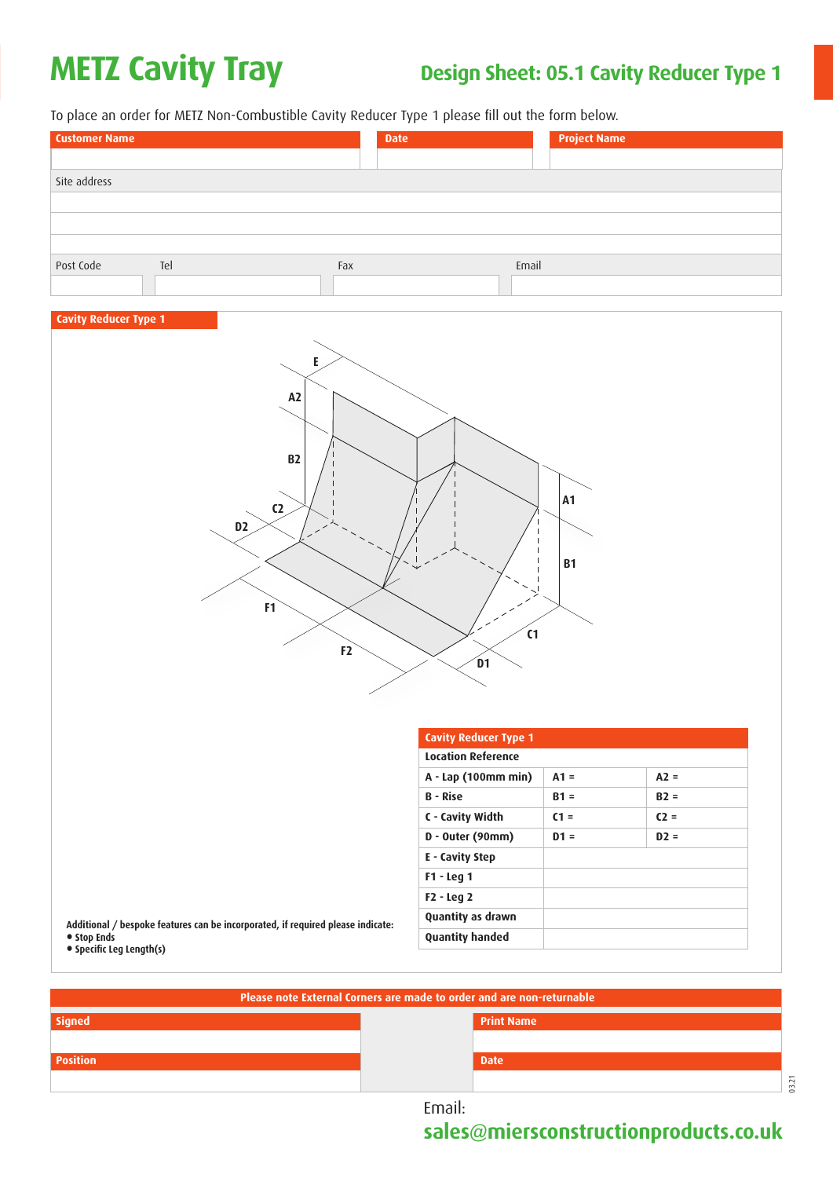# METZ Cavity Tray

## Design Sheet: 05.1 Cavity Reducer Type 1

To place an order for METZ Non-Combustible Cavity Reducer Type 1 please fill out the form below.

| Customer Name | Date | Project Name |
|---|---|---|
| | | |

Site address

| Post Code | Tel | Fax | Email |
|---|---|---|---|
| | | | |

**Cavity Reducer Type 1**

E, A2, B2, C2, D2, F1, F2, A1, B1, C1, D1

Additional / bespoke features can be incorporated, if required please indicate:

- Stop Ends
- Specific Leg Length(s)

| Cavity Reducer Type 1 | | |
|---|---|---|
| **Location Reference** | | |
| **A - Lap (100mm min)** | **A1 =** | **A2 =** |
| **B - Rise** | **B1 =** | **B2 =** |
| **C - Cavity Width** | **C1 =** | **C2 =** |
| **D - Outer (90mm)** | **D1 =** | **D2 =** |
| **E - Cavity Step** | | |
| **F1 - Leg 1** | | |
| **F2 - Leg 2** | | |
| **Quantity as drawn** | | |
| **Quantity handed** | | |

**Please note External Corners are made to order and are non-returnable**

| Signed | Print Name |
|---|---|
| | |
| **Position** | **Date** |
| | |

Email:
**sales@miersconstructionproducts.co.uk**

03.21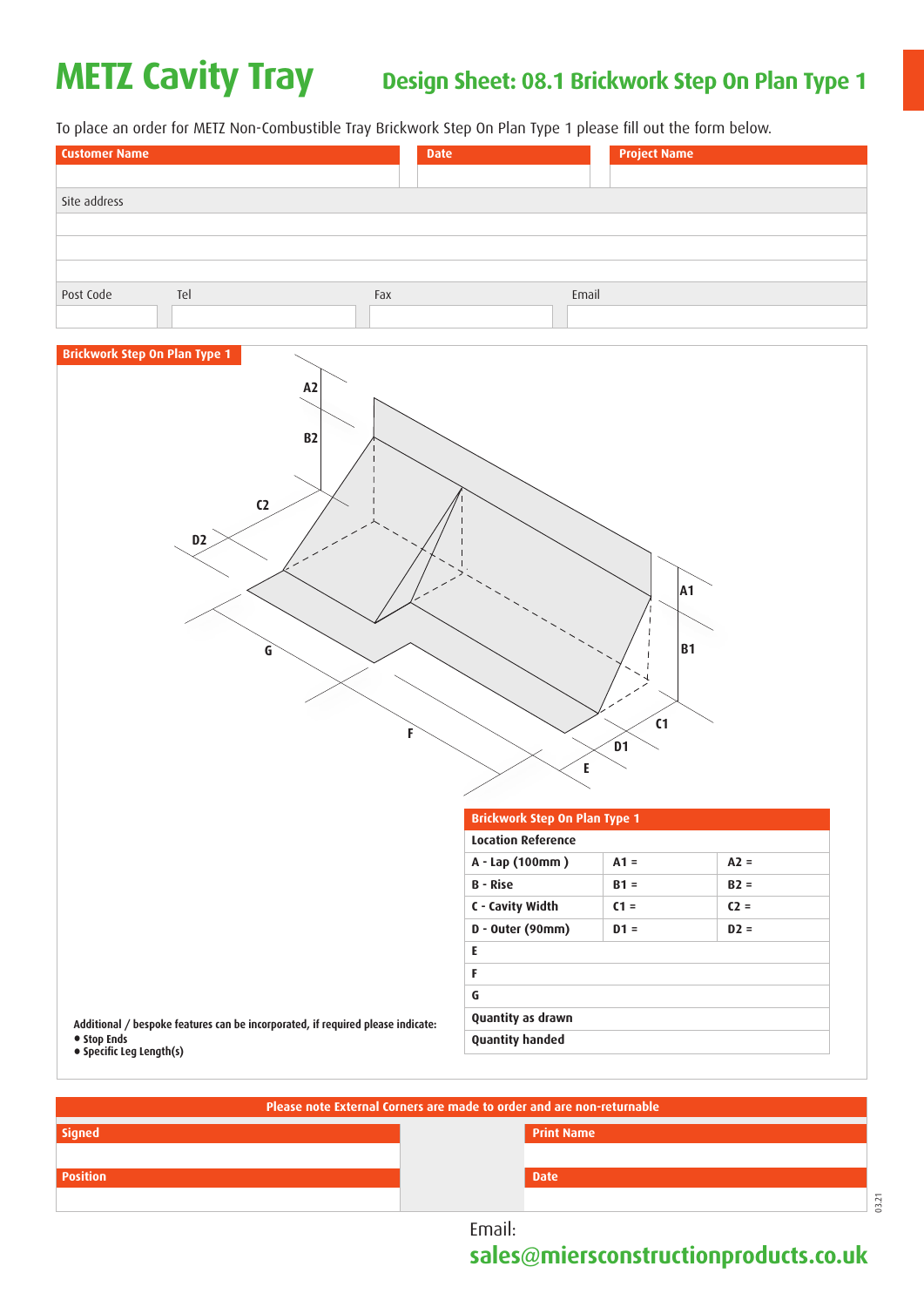# METZ Cavity Tray

## Design Sheet: 08.1 Brickwork Step On Plan Type 1

To place an order for METZ Non-Combustible Tray Brickwork Step On Plan Type 1 please fill out the form below.

| Customer Name | Date | Project Name |
|---|---|---|
| | | |

| Site address |
|---|
| |
| |
| |

| Post Code | Tel | Fax | Email |
|---|---|---|---|
| | | | |

**Brickwork Step On Plan Type 1**

A2
B2
C2
D2
G
F
E
D1
C1
B1
A1

| Brickwork Step On Plan Type 1 | | |
|---|---|---|
| Location Reference | | |
| A - Lap (100mm ) | A1 = | A2 = |
| B - Rise | B1 = | B2 = |
| C - Cavity Width | C1 = | C2 = |
| D - Outer (90mm) | D1 = | D2 = |
| E | | |
| F | | |
| G | | |
| Quantity as drawn | | |
| Quantity handed | | |

**Additional / bespoke features can be incorporated, if required please indicate:**

- Stop Ends
- Specific Leg Length(s)

**Please note External Corners are made to order and are non-returnable**

| Signed | Print Name |
|---|---|
| | |
| **Position** | **Date** |
| | |

03.21

Email:
**sales@miersconstructionproducts.co.uk**